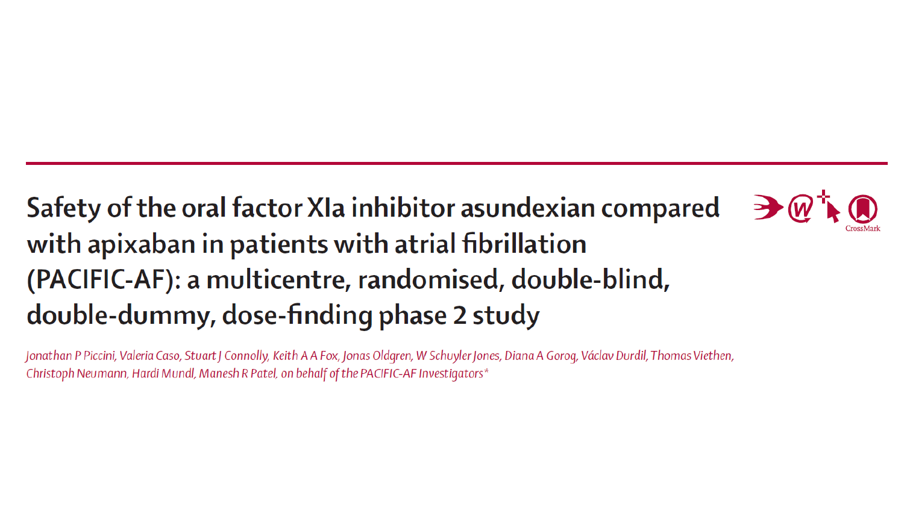# Safety of the oral factor XIa inhibitor asundexian compared with apixaban in patients with atrial fibrillation (PACIFIC-AF): a multicentre, randomised, double-blind, double-dummy, dose-finding phase 2 study

*Jonathan P Piccini, Valeria Caso, Stuart J Connolly, Keith A A Fox, Jonas Oldgren, W Schuyler Jones, Diana A Gorog, Václav Durdil, Thomas Viethen, Christoph Neumann, Hardi Mundl, Manesh R Patel, on behalf of the PACIFIC-AF Investigators**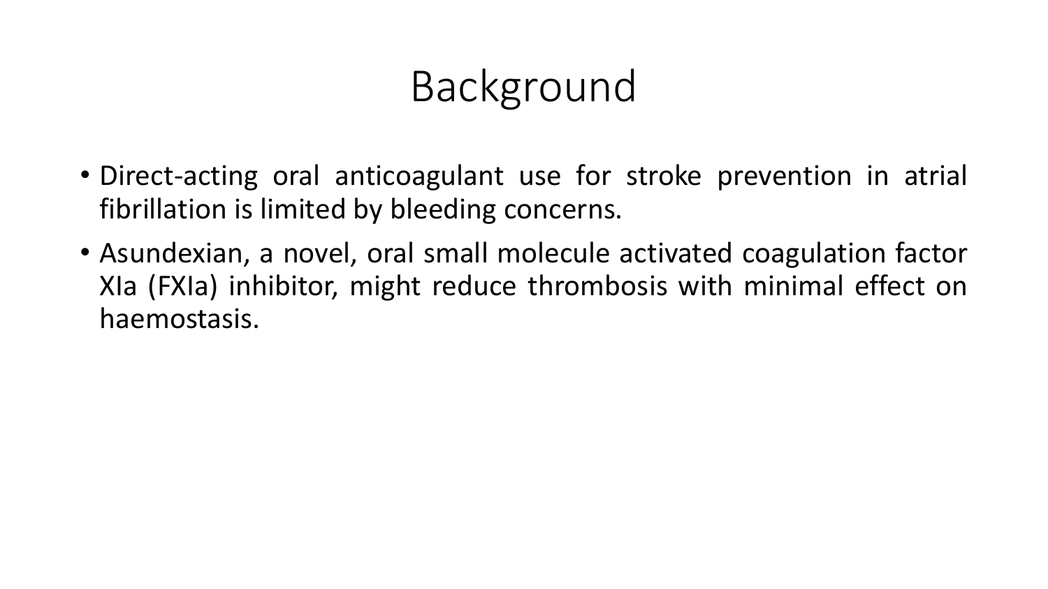# Background

- Direct-acting oral anticoagulant use for stroke prevention in atrial fibrillation is limited by bleeding concerns.
- Asundexian, a novel, oral small molecule activated coagulation factor XIa (FXIa) inhibitor, might reduce thrombosis with minimal effect on haemostasis.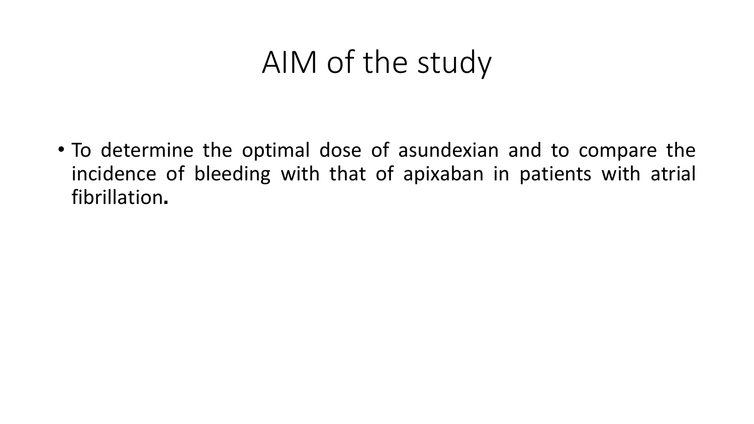# AIM of the study

- To determine the optimal dose of asundexian and to compare the incidence of bleeding with that of apixaban in patients with atrial fibrillation**.**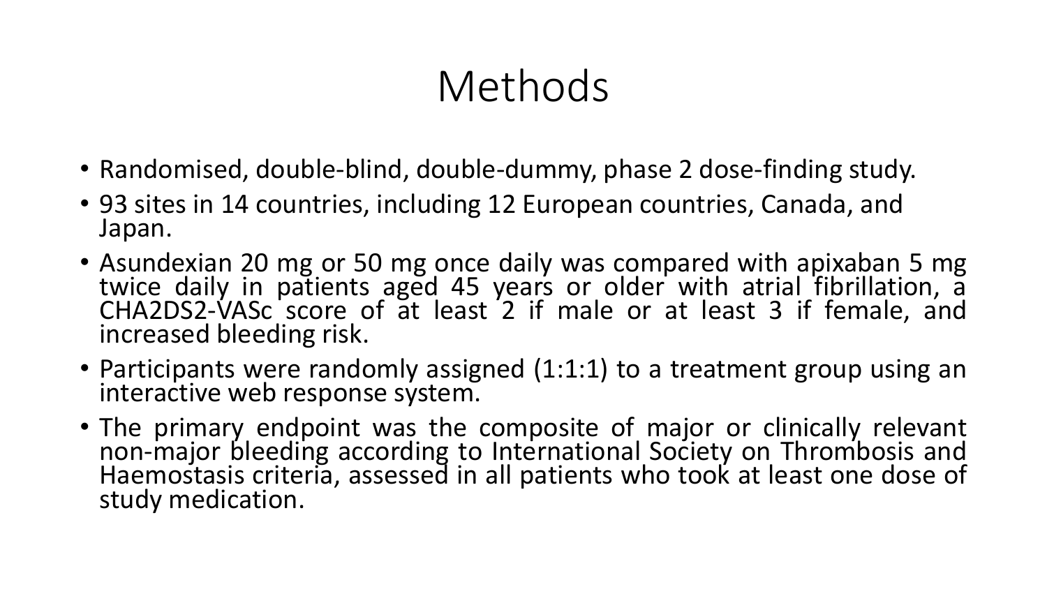# Methods

- Randomised, double-blind, double-dummy, phase 2 dose-finding study.
- 93 sites in 14 countries, including 12 European countries, Canada, and Japan.
- Asundexian 20 mg or 50 mg once daily was compared with apixaban 5 mg twice daily in patients aged 45 years or older with atrial fibrillation, a CHA2DS2-VASc score of at least 2 if male or at least 3 if female, and increased bleeding risk.
- Participants were randomly assigned (1:1:1) to a treatment group using an interactive web response system.
- The primary endpoint was the composite of major or clinically relevant non-major bleeding according to International Society on Thrombosis and Haemostasis criteria, assessed in all patients who took at least one dose of study medication.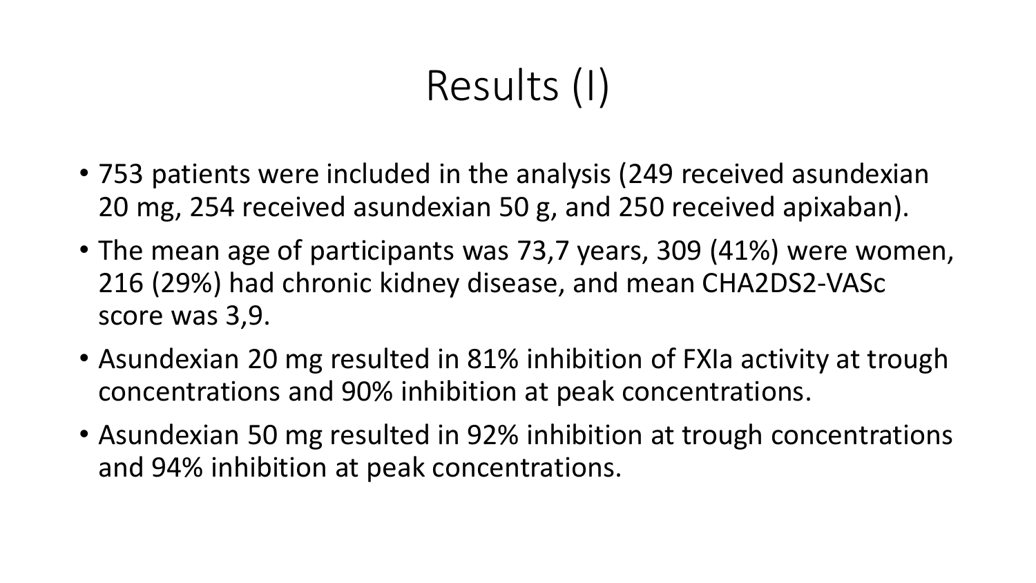# Results (I)

- 753 patients were included in the analysis (249 received asundexian 20 mg, 254 received asundexian 50 g, and 250 received apixaban).
- The mean age of participants was 73,7 years, 309 (41%) were women, 216 (29%) had chronic kidney disease, and mean CHA2DS2-VASc score was 3,9.
- Asundexian 20 mg resulted in 81% inhibition of FXIa activity at trough concentrations and 90% inhibition at peak concentrations.
- Asundexian 50 mg resulted in 92% inhibition at trough concentrations and 94% inhibition at peak concentrations.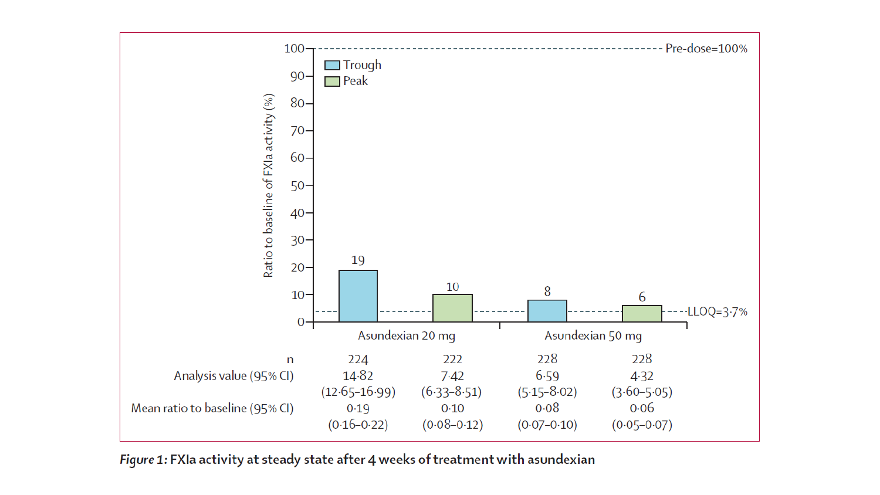| | Asundexian 20 mg | | Asundexian 50 mg | |
|---|---|---|---|---|
| | Trough | Peak | Trough | Peak |
| Ratio to baseline of FXIa activity (%) | 19 | 10 | 8 | 6 |
| n | 224 | 222 | 228 | 228 |
| Analysis value (95% CI) | 14·82 (12·65–16·99) | 7·42 (6·33–8·51) | 6·59 (5·15–8·02) | 4·32 (3·60–5·05) |
| Mean ratio to baseline (95% CI) | 0·19 (0·16–0·22) | 0·10 (0·08–0·12) | 0·08 (0·07–0·10) | 0·06 (0·05–0·07) |

Pre-dose=100%; LLOQ=3·7%

***Figure 1:*** **FXIa activity at steady state after 4 weeks of treatment with asundexian**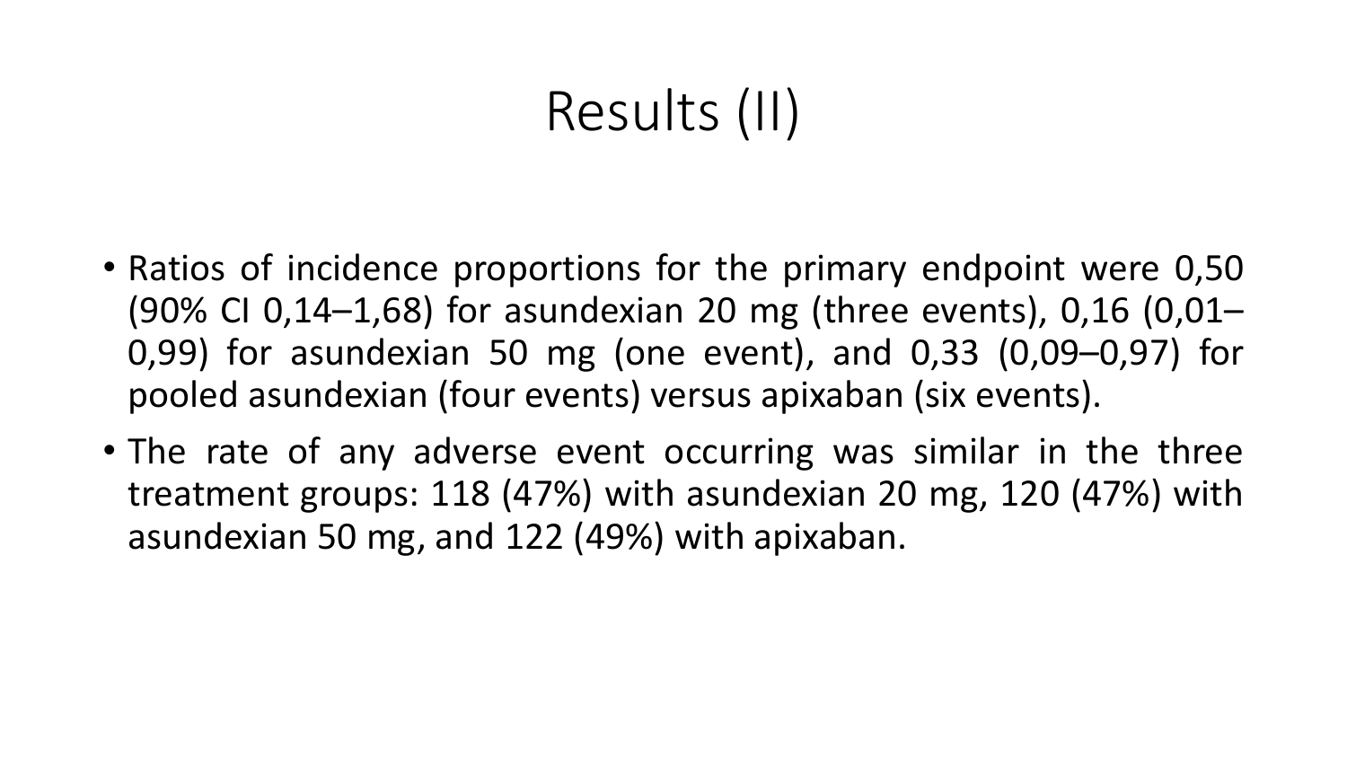# Results (II)

- Ratios of incidence proportions for the primary endpoint were 0,50 (90% CI 0,14–1,68) for asundexian 20 mg (three events), 0,16 (0,01–0,99) for asundexian 50 mg (one event), and 0,33 (0,09–0,97) for pooled asundexian (four events) versus apixaban (six events).
- The rate of any adverse event occurring was similar in the three treatment groups: 118 (47%) with asundexian 20 mg, 120 (47%) with asundexian 50 mg, and 122 (49%) with apixaban.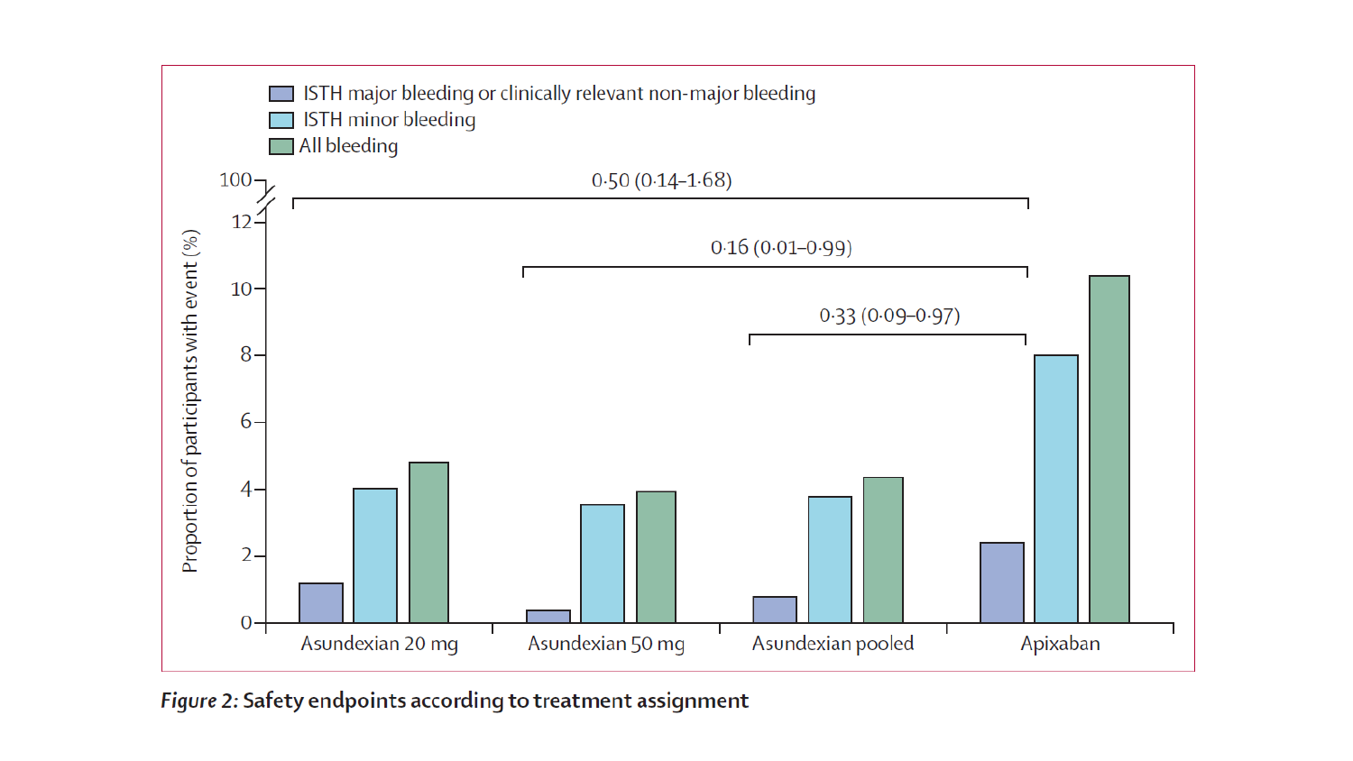Figure 2: Safety endpoints according to treatment assignment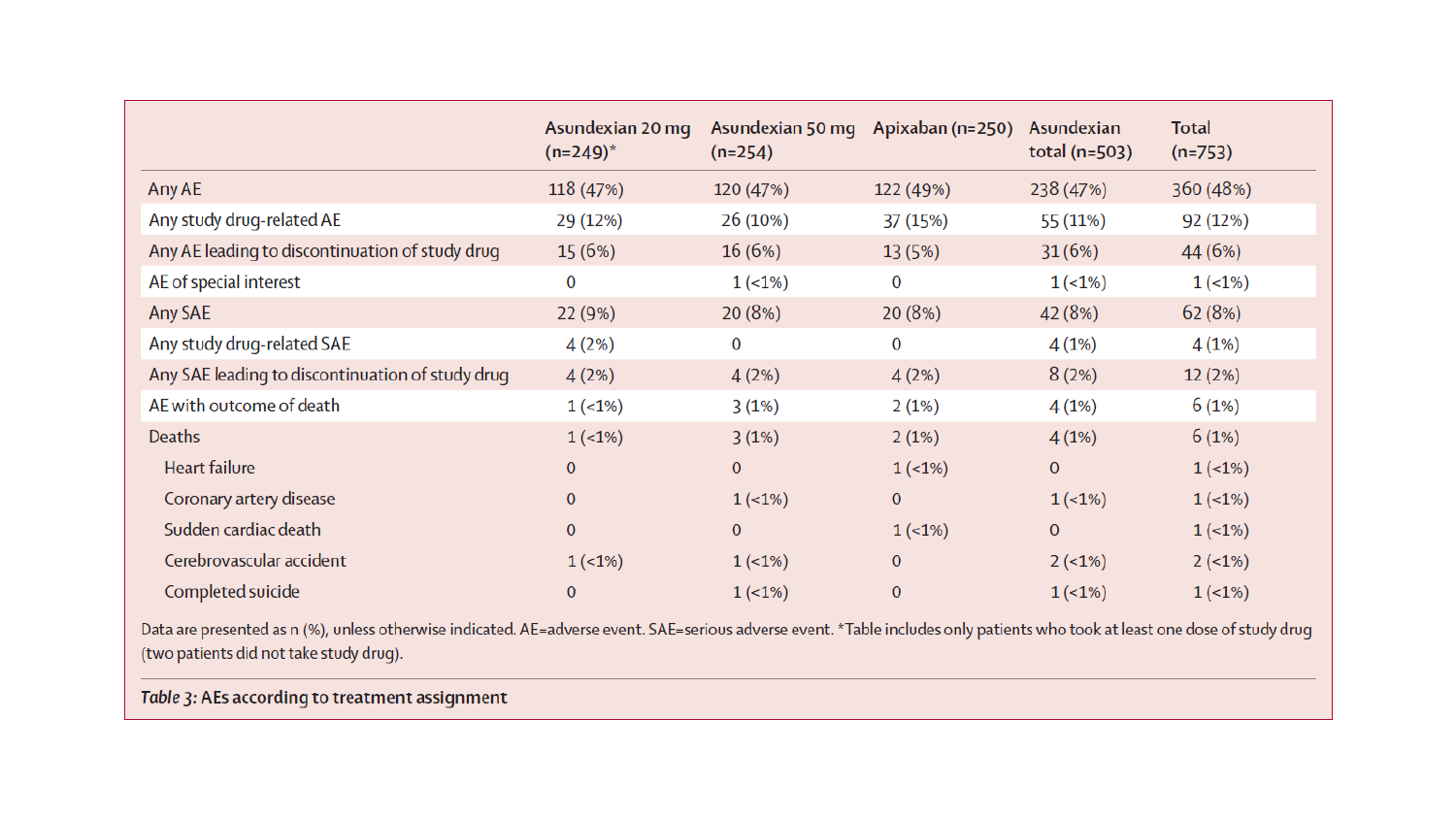| | Asundexian 20 mg (n=249)* | Asundexian 50 mg (n=254) | Apixaban (n=250) | Asundexian total (n=503) | Total (n=753) |
|---|---|---|---|---|---|
| Any AE | 118 (47%) | 120 (47%) | 122 (49%) | 238 (47%) | 360 (48%) |
| Any study drug-related AE | 29 (12%) | 26 (10%) | 37 (15%) | 55 (11%) | 92 (12%) |
| Any AE leading to discontinuation of study drug | 15 (6%) | 16 (6%) | 13 (5%) | 31 (6%) | 44 (6%) |
| AE of special interest | 0 | 1 (<1%) | 0 | 1 (<1%) | 1 (<1%) |
| Any SAE | 22 (9%) | 20 (8%) | 20 (8%) | 42 (8%) | 62 (8%) |
| Any study drug-related SAE | 4 (2%) | 0 | 0 | 4 (1%) | 4 (1%) |
| Any SAE leading to discontinuation of study drug | 4 (2%) | 4 (2%) | 4 (2%) | 8 (2%) | 12 (2%) |
| AE with outcome of death | 1 (<1%) | 3 (1%) | 2 (1%) | 4 (1%) | 6 (1%) |
| Deaths | 1 (<1%) | 3 (1%) | 2 (1%) | 4 (1%) | 6 (1%) |
| Heart failure | 0 | 0 | 1 (<1%) | 0 | 1 (<1%) |
| Coronary artery disease | 0 | 1 (<1%) | 0 | 1 (<1%) | 1 (<1%) |
| Sudden cardiac death | 0 | 0 | 1 (<1%) | 0 | 1 (<1%) |
| Cerebrovascular accident | 1 (<1%) | 1 (<1%) | 0 | 2 (<1%) | 2 (<1%) |
| Completed suicide | 0 | 1 (<1%) | 0 | 1 (<1%) | 1 (<1%) |

Data are presented as n (%), unless otherwise indicated. AE=adverse event. SAE=serious adverse event. *Table includes only patients who took at least one dose of study drug (two patients did not take study drug).

*Table 3:* **AEs according to treatment assignment**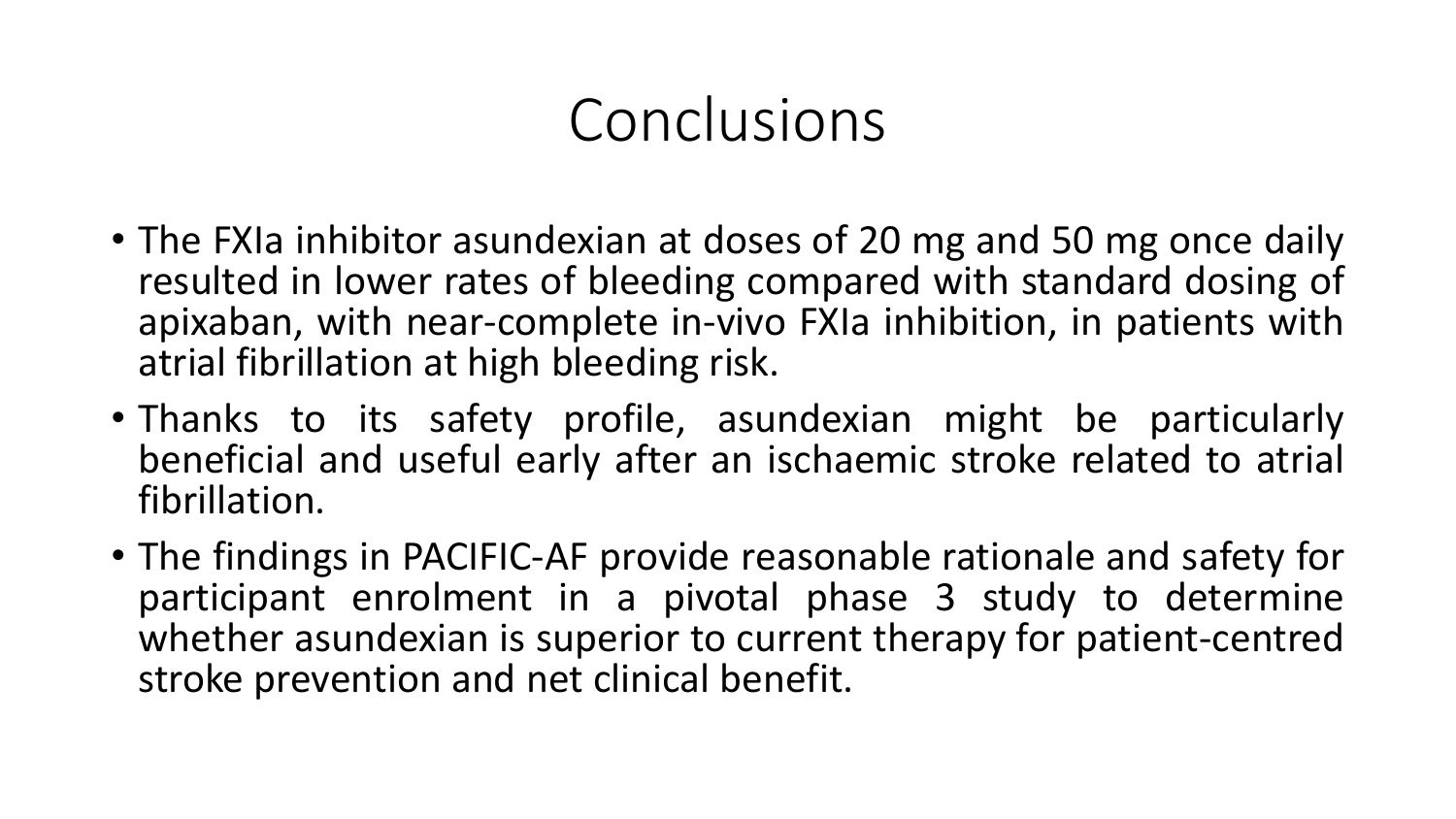# Conclusions

- The FXIa inhibitor asundexian at doses of 20 mg and 50 mg once daily resulted in lower rates of bleeding compared with standard dosing of apixaban, with near-complete in-vivo FXIa inhibition, in patients with atrial fibrillation at high bleeding risk.
- Thanks to its safety profile, asundexian might be particularly beneficial and useful early after an ischaemic stroke related to atrial fibrillation.
- The findings in PACIFIC-AF provide reasonable rationale and safety for participant enrolment in a pivotal phase 3 study to determine whether asundexian is superior to current therapy for patient-centred stroke prevention and net clinical benefit.